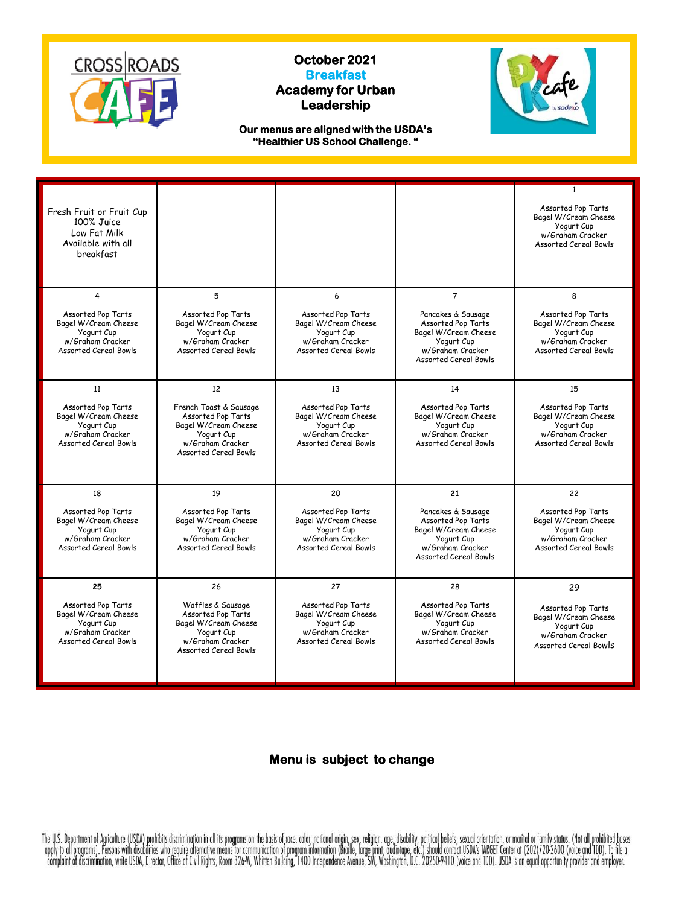# October 2021

## Breakfast

## Academy for Urban Leadership

**Our menus are aligned with the USDA's "Healthier US School Challenge. "**

| | | | | |
|---|---|---|---|---|
| Fresh Fruit or Fruit Cup<br>100% Juice<br>Low Fat Milk<br>Available with all breakfast | | | | 1<br><br>Assorted Pop Tarts<br>Bagel W/Cream Cheese<br>Yogurt Cup<br>w/Graham Cracker<br>Assorted Cereal Bowls |
| 4<br><br>Assorted Pop Tarts<br>Bagel W/Cream Cheese<br>Yogurt Cup<br>w/Graham Cracker<br>Assorted Cereal Bowls | 5<br><br>Assorted Pop Tarts<br>Bagel W/Cream Cheese<br>Yogurt Cup<br>w/Graham Cracker<br>Assorted Cereal Bowls | 6<br><br>Assorted Pop Tarts<br>Bagel W/Cream Cheese<br>Yogurt Cup<br>w/Graham Cracker<br>Assorted Cereal Bowls | 7<br><br>Pancakes & Sausage<br>Assorted Pop Tarts<br>Bagel W/Cream Cheese<br>Yogurt Cup<br>w/Graham Cracker<br>Assorted Cereal Bowls | 8<br><br>Assorted Pop Tarts<br>Bagel W/Cream Cheese<br>Yogurt Cup<br>w/Graham Cracker<br>Assorted Cereal Bowls |
| 11<br><br>Assorted Pop Tarts<br>Bagel W/Cream Cheese<br>Yogurt Cup<br>w/Graham Cracker<br>Assorted Cereal Bowls | 12<br><br>French Toast & Sausage<br>Assorted Pop Tarts<br>Bagel W/Cream Cheese<br>Yogurt Cup<br>w/Graham Cracker<br>Assorted Cereal Bowls | 13<br><br>Assorted Pop Tarts<br>Bagel W/Cream Cheese<br>Yogurt Cup<br>w/Graham Cracker<br>Assorted Cereal Bowls | 14<br><br>Assorted Pop Tarts<br>Bagel W/Cream Cheese<br>Yogurt Cup<br>w/Graham Cracker<br>Assorted Cereal Bowls | 15<br><br>Assorted Pop Tarts<br>Bagel W/Cream Cheese<br>Yogurt Cup<br>w/Graham Cracker<br>Assorted Cereal Bowls |
| 18<br><br>Assorted Pop Tarts<br>Bagel W/Cream Cheese<br>Yogurt Cup<br>w/Graham Cracker<br>Assorted Cereal Bowls | 19<br><br>Assorted Pop Tarts<br>Bagel W/Cream Cheese<br>Yogurt Cup<br>w/Graham Cracker<br>Assorted Cereal Bowls | 20<br><br>Assorted Pop Tarts<br>Bagel W/Cream Cheese<br>Yogurt Cup<br>w/Graham Cracker<br>Assorted Cereal Bowls | **21**<br><br>Pancakes & Sausage<br>Assorted Pop Tarts<br>Bagel W/Cream Cheese<br>Yogurt Cup<br>w/Graham Cracker<br>Assorted Cereal Bowls | 22<br><br>Assorted Pop Tarts<br>Bagel W/Cream Cheese<br>Yogurt Cup<br>w/Graham Cracker<br>Assorted Cereal Bowls |
| **25**<br><br>Assorted Pop Tarts<br>Bagel W/Cream Cheese<br>Yogurt Cup<br>w/Graham Cracker<br>Assorted Cereal Bowls | 26<br><br>Waffles & Sausage<br>Assorted Pop Tarts<br>Bagel W/Cream Cheese<br>Yogurt Cup<br>w/Graham Cracker<br>Assorted Cereal Bowls | 27<br><br>Assorted Pop Tarts<br>Bagel W/Cream Cheese<br>Yogurt Cup<br>w/Graham Cracker<br>Assorted Cereal Bowls | 28<br><br>Assorted Pop Tarts<br>Bagel W/Cream Cheese<br>Yogurt Cup<br>w/Graham Cracker<br>Assorted Cereal Bowls | 29<br><br>Assorted Pop Tarts<br>Bagel W/Cream Cheese<br>Yogurt Cup<br>w/Graham Cracker<br>Assorted Cereal Bowls |

**Menu is subject to change**

The U.S. Department of Agriculture (USDA) prohibits discrimination in all its programs on the basis of race, color, national origin, sex, religion, age, disability, political beliefs, sexual orientation, or marital or family status. (Not all prohibited bases apply to all programs). Persons with disabilities who require alternative means for communication of program information (Braille, large print, audiotape, etc.) should contact USDA's TARGET Center at (202)720-2600 (voice and TDD). To file a complaint of discrimination, write USDA, Director, Office of Civil Rights, Room 326-W, Whitten Building, 1400 Independence Avenue, SW, Washington, D.C. 20250-9410 (voice and TDD). USDA is an equal opportunity provider and employer.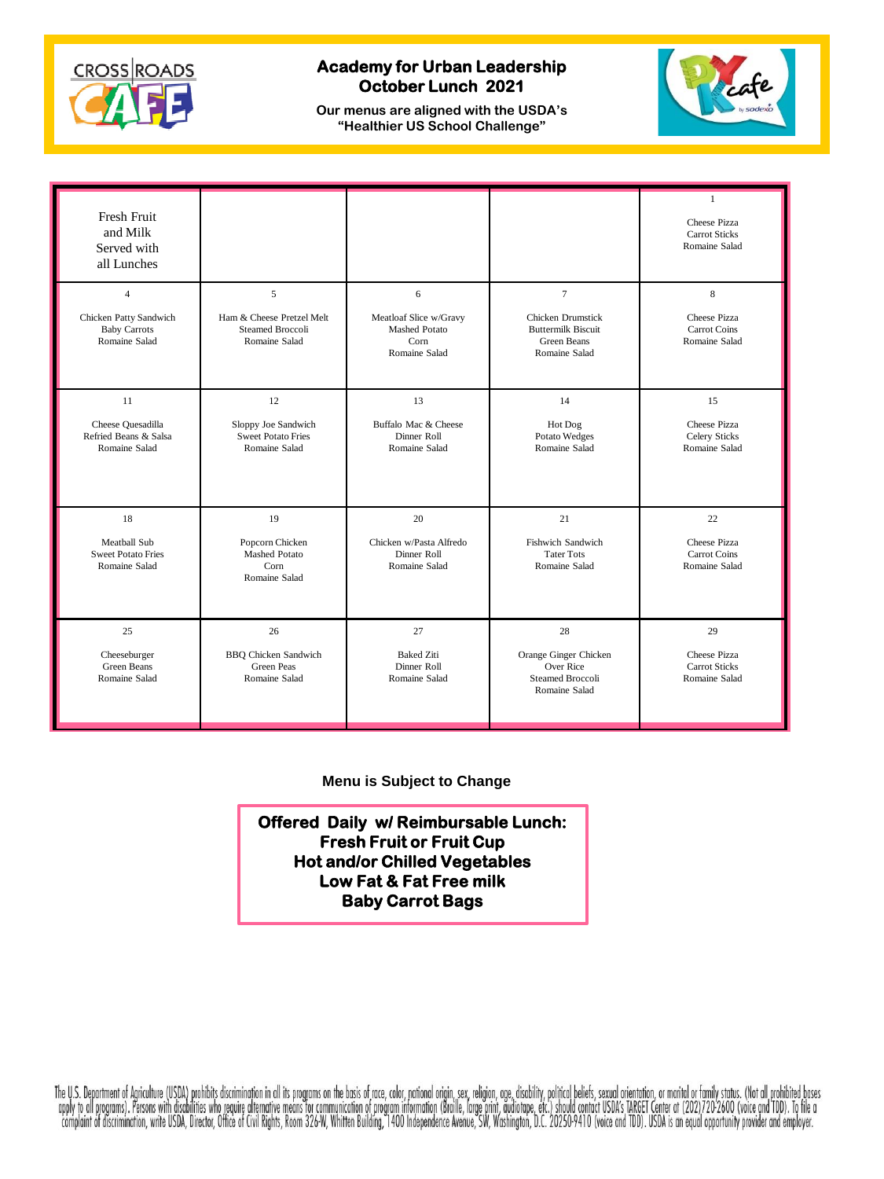# Academy for Urban Leadership
## October Lunch 2021

**Our menus are aligned with the USDA's "Healthier US School Challenge"**

| | | | | |
|---|---|---|---|---|
| Fresh Fruit and Milk Served with all Lunches | | | | 1<br><br>Cheese Pizza<br>Carrot Sticks<br>Romaine Salad |
| 4<br><br>Chicken Patty Sandwich<br>Baby Carrots<br>Romaine Salad | 5<br><br>Ham & Cheese Pretzel Melt<br>Steamed Broccoli<br>Romaine Salad | 6<br><br>Meatloaf Slice w/Gravy<br>Mashed Potato<br>Corn<br>Romaine Salad | 7<br><br>Chicken Drumstick<br>Buttermilk Biscuit<br>Green Beans<br>Romaine Salad | 8<br><br>Cheese Pizza<br>Carrot Coins<br>Romaine Salad |
| 11<br><br>Cheese Quesadilla<br>Refried Beans & Salsa<br>Romaine Salad | 12<br><br>Sloppy Joe Sandwich<br>Sweet Potato Fries<br>Romaine Salad | 13<br><br>Buffalo Mac & Cheese<br>Dinner Roll<br>Romaine Salad | 14<br><br>Hot Dog<br>Potato Wedges<br>Romaine Salad | 15<br><br>Cheese Pizza<br>Celery Sticks<br>Romaine Salad |
| 18<br><br>Meatball Sub<br>Sweet Potato Fries<br>Romaine Salad | 19<br><br>Popcorn Chicken<br>Mashed Potato<br>Corn<br>Romaine Salad | 20<br><br>Chicken w/Pasta Alfredo<br>Dinner Roll<br>Romaine Salad | 21<br><br>Fishwich Sandwich<br>Tater Tots<br>Romaine Salad | 22<br><br>Cheese Pizza<br>Carrot Coins<br>Romaine Salad |
| 25<br><br>Cheeseburger<br>Green Beans<br>Romaine Salad | 26<br><br>BBQ Chicken Sandwich<br>Green Peas<br>Romaine Salad | 27<br><br>Baked Ziti<br>Dinner Roll<br>Romaine Salad | 28<br><br>Orange Ginger Chicken<br>Over Rice<br>Steamed Broccoli<br>Romaine Salad | 29<br><br>Cheese Pizza<br>Carrot Sticks<br>Romaine Salad |

**Menu is Subject to Change**

**Offered Daily w/ Reimbursable Lunch:**
**Fresh Fruit or Fruit Cup**
**Hot and/or Chilled Vegetables**
**Low Fat & Fat Free milk**
**Baby Carrot Bags**

The U.S. Department of Agriculture (USDA) prohibits discrimination in all its programs on the basis of race, color, national origin, sex, religion, age, disability, political beliefs, sexual orientation, or marital or family status. (Not all prohibited bases apply to all programs). Persons with disabilities who require alternative means for communication of program information (Braille, large print, audiotape, etc.) should contact USDA's TARGET Center at (202)720-2600 (voice and TDD). To file a complaint of discrimination, write USDA, Director, Office of Civil Rights, Room 326-W, Whitten Building, 1400 Independence Avenue, SW, Washington, D.C. 20250-9410 (voice and TDD). USDA is an equal opportunity provider and employer.